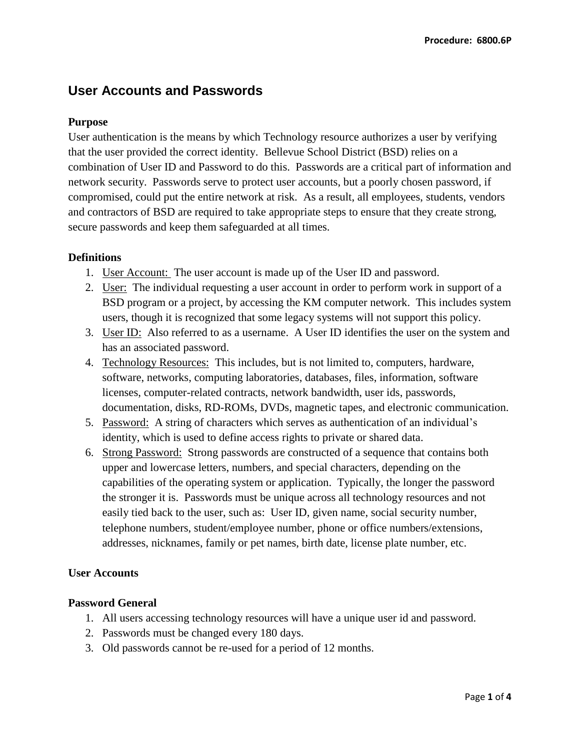# User Accounts and Passwords

**Purpose**

User authentication is the means by which Technology resource authorizes a user by verifying that the user provided the correct identity. Bellevue School District (BSD) relies on a combination of User ID and Password to do this. Passwords are a critical part of information and network security. Passwords serve to protect user accounts, but a poorly chosen password, if compromised, could put the entire network at risk. As a result, all employees, students, vendors and contractors of BSD are required to take appropriate steps to ensure that they create strong, secure passwords and keep them safeguarded at all times.

**Definitions**

1. User Account: The user account is made up of the User ID and password.
2. User: The individual requesting a user account in order to perform work in support of a BSD program or a project, by accessing the KM computer network. This includes system users, though it is recognized that some legacy systems will not support this policy.
3. User ID: Also referred to as a username. A User ID identifies the user on the system and has an associated password.
4. Technology Resources: This includes, but is not limited to, computers, hardware, software, networks, computing laboratories, databases, files, information, software licenses, computer-related contracts, network bandwidth, user ids, passwords, documentation, disks, RD-ROMs, DVDs, magnetic tapes, and electronic communication.
5. Password: A string of characters which serves as authentication of an individual's identity, which is used to define access rights to private or shared data.
6. Strong Password: Strong passwords are constructed of a sequence that contains both upper and lowercase letters, numbers, and special characters, depending on the capabilities of the operating system or application. Typically, the longer the password the stronger it is. Passwords must be unique across all technology resources and not easily tied back to the user, such as: User ID, given name, social security number, telephone numbers, student/employee number, phone or office numbers/extensions, addresses, nicknames, family or pet names, birth date, license plate number, etc.

**User Accounts**

**Password General**

1. All users accessing technology resources will have a unique user id and password.
2. Passwords must be changed every 180 days.
3. Old passwords cannot be re-used for a period of 12 months.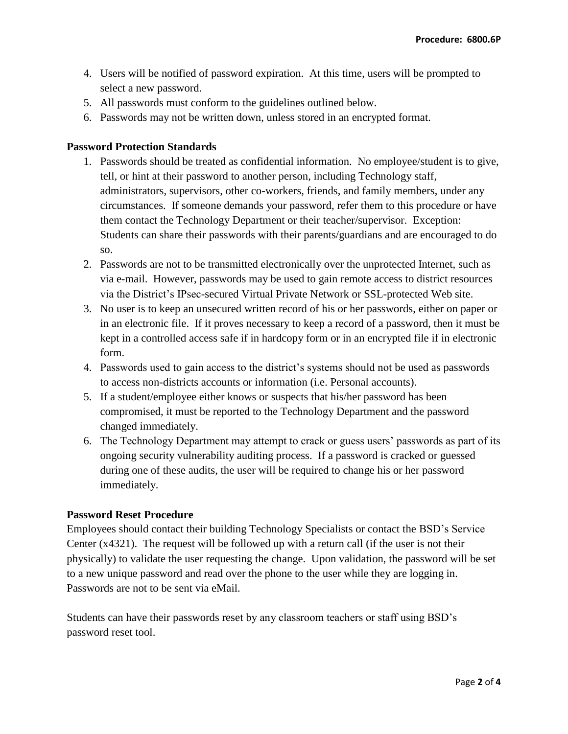4. Users will be notified of password expiration. At this time, users will be prompted to select a new password.
5. All passwords must conform to the guidelines outlined below.
6. Passwords may not be written down, unless stored in an encrypted format.

**Password Protection Standards**

1. Passwords should be treated as confidential information. No employee/student is to give, tell, or hint at their password to another person, including Technology staff, administrators, supervisors, other co-workers, friends, and family members, under any circumstances. If someone demands your password, refer them to this procedure or have them contact the Technology Department or their teacher/supervisor. Exception: Students can share their passwords with their parents/guardians and are encouraged to do so.
2. Passwords are not to be transmitted electronically over the unprotected Internet, such as via e-mail. However, passwords may be used to gain remote access to district resources via the District's IPsec-secured Virtual Private Network or SSL-protected Web site.
3. No user is to keep an unsecured written record of his or her passwords, either on paper or in an electronic file. If it proves necessary to keep a record of a password, then it must be kept in a controlled access safe if in hardcopy form or in an encrypted file if in electronic form.
4. Passwords used to gain access to the district's systems should not be used as passwords to access non-districts accounts or information (i.e. Personal accounts).
5. If a student/employee either knows or suspects that his/her password has been compromised, it must be reported to the Technology Department and the password changed immediately.
6. The Technology Department may attempt to crack or guess users' passwords as part of its ongoing security vulnerability auditing process. If a password is cracked or guessed during one of these audits, the user will be required to change his or her password immediately.

**Password Reset Procedure**

Employees should contact their building Technology Specialists or contact the BSD's Service Center (x4321). The request will be followed up with a return call (if the user is not their physically) to validate the user requesting the change. Upon validation, the password will be set to a new unique password and read over the phone to the user while they are logging in. Passwords are not to be sent via eMail.

Students can have their passwords reset by any classroom teachers or staff using BSD's password reset tool.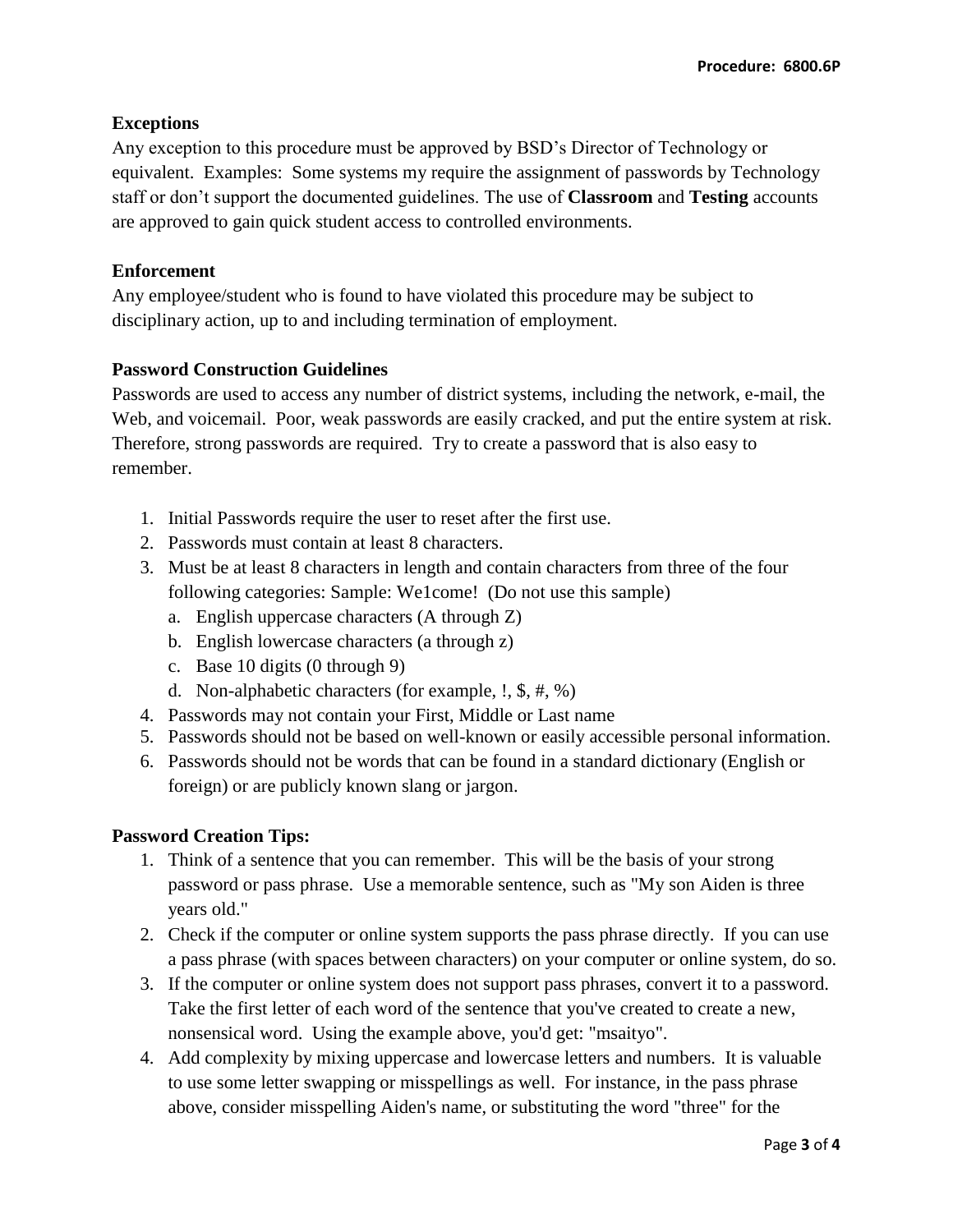**Exceptions**

Any exception to this procedure must be approved by BSD's Director of Technology or equivalent. Examples: Some systems my require the assignment of passwords by Technology staff or don't support the documented guidelines. The use of **Classroom** and **Testing** accounts are approved to gain quick student access to controlled environments.

**Enforcement**

Any employee/student who is found to have violated this procedure may be subject to disciplinary action, up to and including termination of employment.

**Password Construction Guidelines**

Passwords are used to access any number of district systems, including the network, e-mail, the Web, and voicemail. Poor, weak passwords are easily cracked, and put the entire system at risk. Therefore, strong passwords are required. Try to create a password that is also easy to remember.

1. Initial Passwords require the user to reset after the first use.
2. Passwords must contain at least 8 characters.
3. Must be at least 8 characters in length and contain characters from three of the four following categories: Sample: We1come! (Do not use this sample)
   a. English uppercase characters (A through Z)
   b. English lowercase characters (a through z)
   c. Base 10 digits (0 through 9)
   d. Non-alphabetic characters (for example, !, $, #, %)
4. Passwords may not contain your First, Middle or Last name
5. Passwords should not be based on well-known or easily accessible personal information.
6. Passwords should not be words that can be found in a standard dictionary (English or foreign) or are publicly known slang or jargon.

**Password Creation Tips:**

1. Think of a sentence that you can remember. This will be the basis of your strong password or pass phrase. Use a memorable sentence, such as "My son Aiden is three years old."
2. Check if the computer or online system supports the pass phrase directly. If you can use a pass phrase (with spaces between characters) on your computer or online system, do so.
3. If the computer or online system does not support pass phrases, convert it to a password. Take the first letter of each word of the sentence that you've created to create a new, nonsensical word. Using the example above, you'd get: "msaityo".
4. Add complexity by mixing uppercase and lowercase letters and numbers. It is valuable to use some letter swapping or misspellings as well. For instance, in the pass phrase above, consider misspelling Aiden's name, or substituting the word "three" for the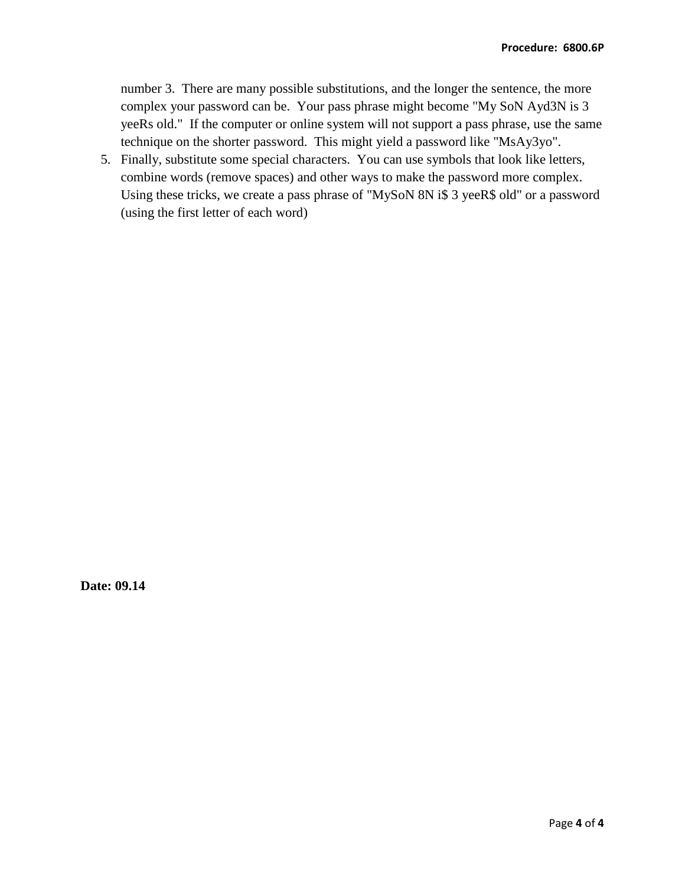number 3. There are many possible substitutions, and the longer the sentence, the more complex your password can be. Your pass phrase might become "My SoN Ayd3N is 3 yeeRs old." If the computer or online system will not support a pass phrase, use the same technique on the shorter password. This might yield a password like "MsAy3yo".

5. Finally, substitute some special characters. You can use symbols that look like letters, combine words (remove spaces) and other ways to make the password more complex. Using these tricks, we create a pass phrase of "MySoN 8N i$ 3 yeeR$ old" or a password (using the first letter of each word)

**Date: 09.14**